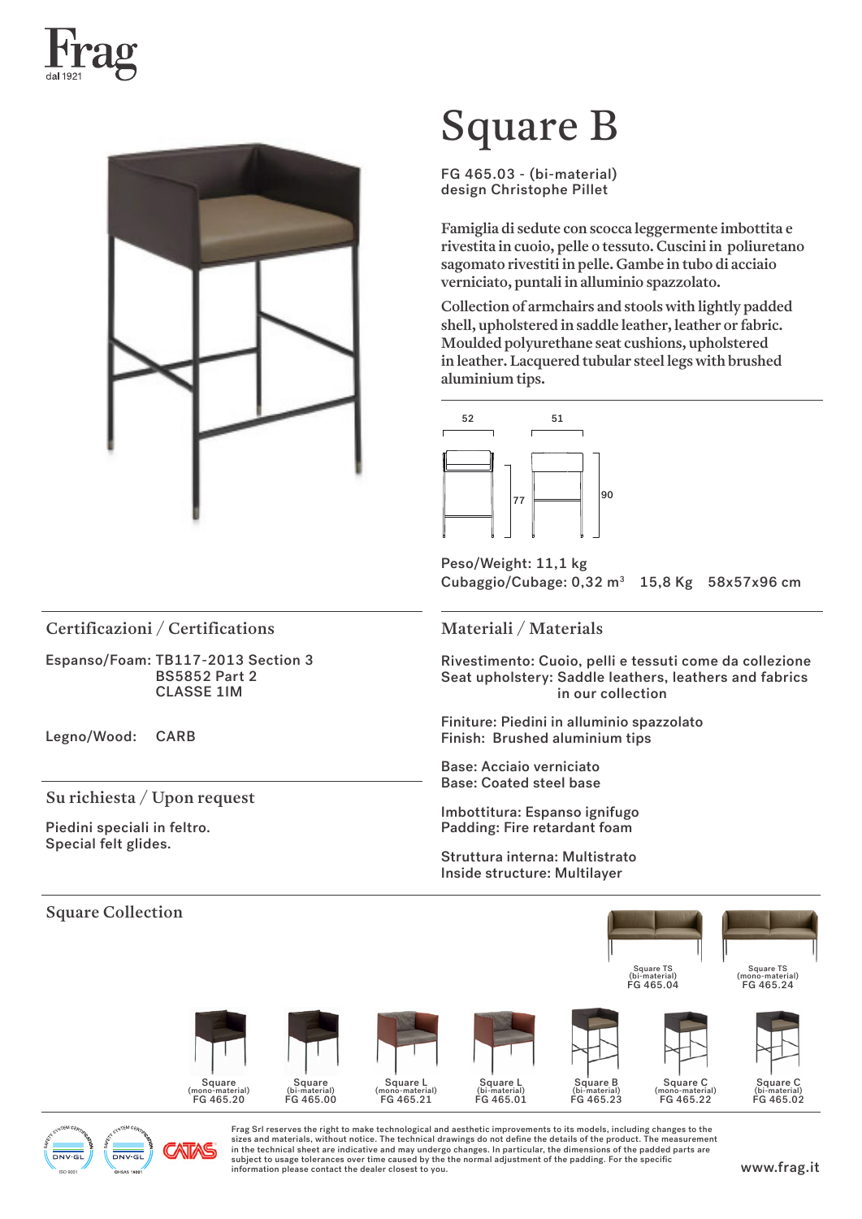Frag
dal 1921

# Square B

FG 465.03 - (bi-material)
design Christophe Pillet

**Famiglia di sedute con scocca leggermente imbottita e rivestita in cuoio, pelle o tessuto. Cuscini in poliuretano sagomato rivestiti in pelle. Gambe in tubo di acciaio verniciato, puntali in alluminio spazzolato.**

**Collection of armchairs and stools with lightly padded shell, upholstered in saddle leather, leather or fabric. Moulded polyurethane seat cushions, upholstered in leather. Lacquered tubular steel legs with brushed aluminium tips.**

52 51
77 90

Peso/Weight: 11,1 kg
Cubaggio/Cubage: 0,32 m³ 15,8 Kg 58x57x96 cm

## Certificazioni / Certifications

Espanso/Foam: TB117-2013 Section 3
BS5852 Part 2
CLASSE 1IM

Legno/Wood: CARB

## Su richiesta / Upon request

Piedini speciali in feltro.
Special felt glides.

## Materiali / Materials

Rivestimento: Cuoio, pelli e tessuti come da collezione
Seat upholstery: Saddle leathers, leathers and fabrics in our collection

Finiture: Piedini in alluminio spazzolato
Finish: Brushed aluminium tips

Base: Acciaio verniciato
Base: Coated steel base

Imbottitura: Espanso ignifugo
Padding: Fire retardant foam

Struttura interna: Multistrato
Inside structure: Multilayer

## Square Collection

Square TS (bi-material) FG 465.04

Square TS (mono-material) FG 465.24

Square (mono-material) FG 465.20

Square (bi-material) FG 465.00

Square L (mono-material) FG 465.21

Square L (bi-material) FG 465.01

Square B (bi-material) FG 465.23

Square C (mono-material) FG 465.22

Square C (bi-material) FG 465.02

Frag Srl reserves the right to make technological and aesthetic improvements to its models, including changes to the sizes and materials, without notice. The technical drawings do not define the details of the product. The measurement in the technical sheet are indicative and may undergo changes. In particular, the dimensions of the padded parts are subject to usage tolerances over time caused by the the normal adjustment of the padding. For the specific information please contact the dealer closest to you.

www.frag.it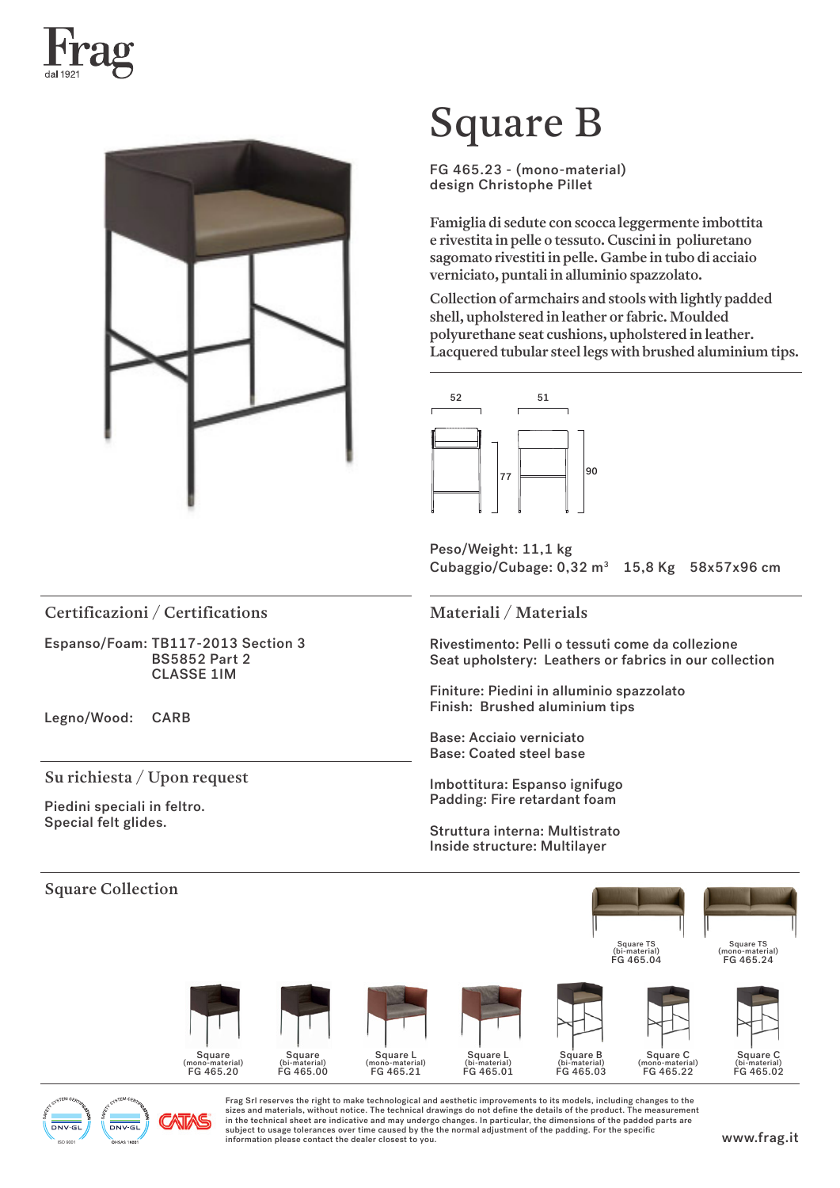Frag
dal 1921

# Square B

FG 465.23 - (mono-material)
design Christophe Pillet

**Famiglia di sedute con scocca leggermente imbottita e rivestita in pelle o tessuto. Cuscini in poliuretano sagomato rivestiti in pelle. Gambe in tubo di acciaio verniciato, puntali in alluminio spazzolato.**

**Collection of armchairs and stools with lightly padded shell, upholstered in leather or fabric. Moulded polyurethane seat cushions, upholstered in leather. Lacquered tubular steel legs with brushed aluminium tips.**

52
51
77
90

Peso/Weight: 11,1 kg
Cubaggio/Cubage: 0,32 m³ 15,8 Kg 58x57x96 cm

## Certificazioni / Certifications

Espanso/Foam: TB117-2013 Section 3
BS5852 Part 2
CLASSE 1IM

Legno/Wood: CARB

## Su richiesta / Upon request

Piedini speciali in feltro.
Special felt glides.

## Materiali / Materials

Rivestimento: Pelli o tessuti come da collezione
Seat upholstery: Leathers or fabrics in our collection

Finiture: Piedini in alluminio spazzolato
Finish: Brushed aluminium tips

Base: Acciaio verniciato
Base: Coated steel base

Imbottitura: Espanso ignifugo
Padding: Fire retardant foam

Struttura interna: Multistrato
Inside structure: Multilayer

## Square Collection

Square TS (bi-material) FG 465.04

Square TS (mono-material) FG 465.24

Square (mono-material) FG 465.20

Square (bi-material) FG 465.00

Square L (mono-material) FG 465.21

Square L (bi-material) FG 465.01

Square B (bi-material) FG 465.03

Square C (mono-material) FG 465.22

Square C (bi-material) FG 465.02

Frag Srl reserves the right to make technological and aesthetic improvements to its models, including changes to the sizes and materials, without notice. The technical drawings do not define the details of the product. The measurement in the technical sheet are indicative and may undergo changes. In particular, the dimensions of the padded parts are subject to usage tolerances over time caused by the the normal adjustment of the padding. For the specific information please contact the dealer closest to you.

www.frag.it